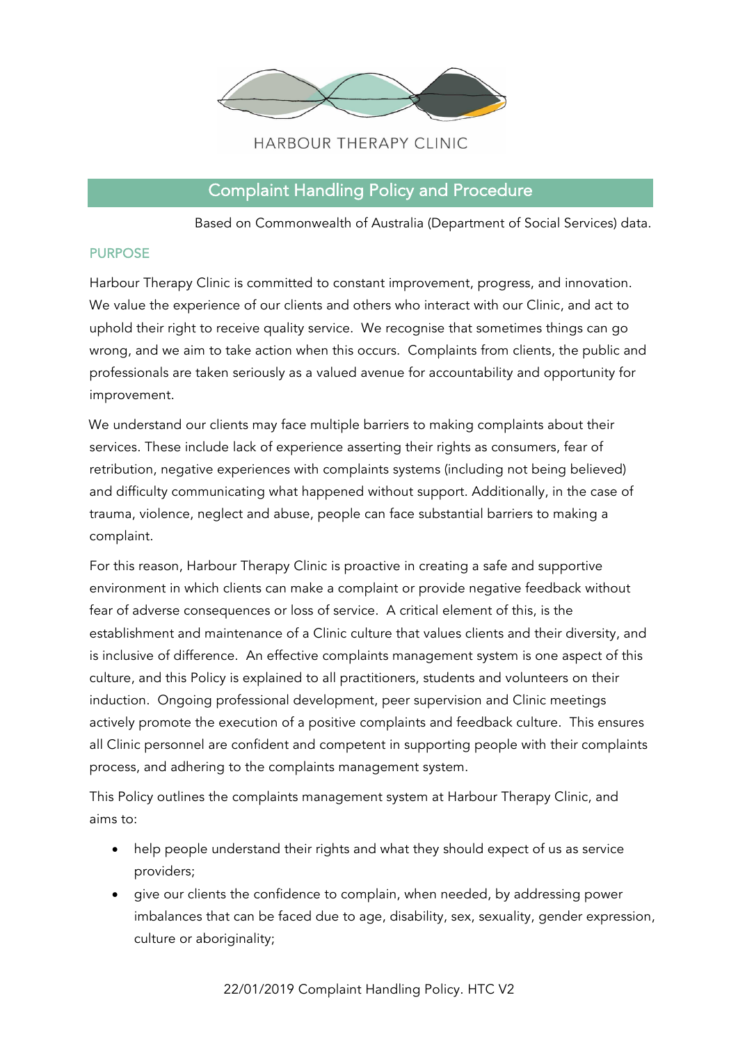HARBOUR THERAPY CLINIC

# Complaint Handling Policy and Procedure

Based on Commonwealth of Australia (Department of Social Services) data.

## PURPOSE

Harbour Therapy Clinic is committed to constant improvement, progress, and innovation. We value the experience of our clients and others who interact with our Clinic, and act to uphold their right to receive quality service. We recognise that sometimes things can go wrong, and we aim to take action when this occurs. Complaints from clients, the public and professionals are taken seriously as a valued avenue for accountability and opportunity for improvement.

We understand our clients may face multiple barriers to making complaints about their services. These include lack of experience asserting their rights as consumers, fear of retribution, negative experiences with complaints systems (including not being believed) and difficulty communicating what happened without support. Additionally, in the case of trauma, violence, neglect and abuse, people can face substantial barriers to making a complaint.

For this reason, Harbour Therapy Clinic is proactive in creating a safe and supportive environment in which clients can make a complaint or provide negative feedback without fear of adverse consequences or loss of service. A critical element of this, is the establishment and maintenance of a Clinic culture that values clients and their diversity, and is inclusive of difference. An effective complaints management system is one aspect of this culture, and this Policy is explained to all practitioners, students and volunteers on their induction. Ongoing professional development, peer supervision and Clinic meetings actively promote the execution of a positive complaints and feedback culture. This ensures all Clinic personnel are confident and competent in supporting people with their complaints process, and adhering to the complaints management system.

This Policy outlines the complaints management system at Harbour Therapy Clinic, and aims to:

- help people understand their rights and what they should expect of us as service providers;
- give our clients the confidence to complain, when needed, by addressing power imbalances that can be faced due to age, disability, sex, sexuality, gender expression, culture or aboriginality;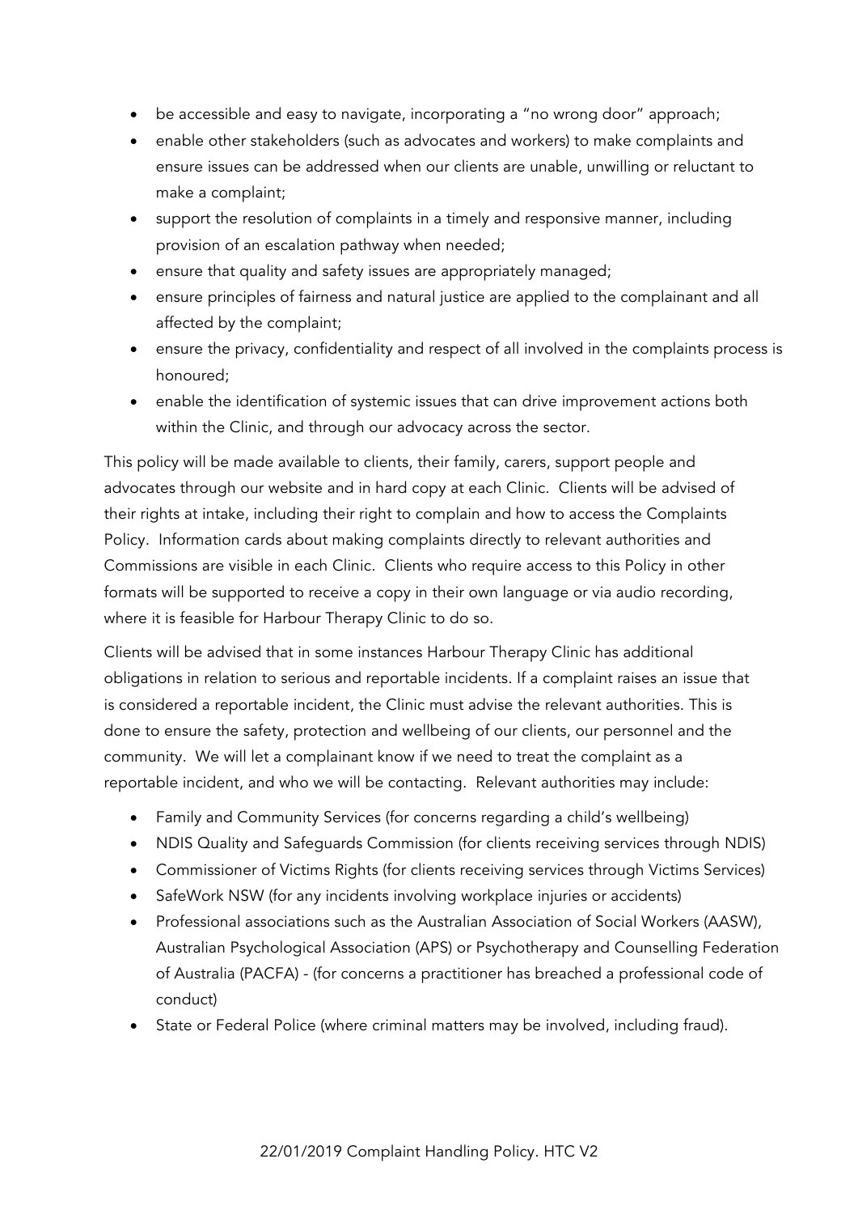- be accessible and easy to navigate, incorporating a "no wrong door" approach;
- enable other stakeholders (such as advocates and workers) to make complaints and ensure issues can be addressed when our clients are unable, unwilling or reluctant to make a complaint;
- support the resolution of complaints in a timely and responsive manner, including provision of an escalation pathway when needed;
- ensure that quality and safety issues are appropriately managed;
- ensure principles of fairness and natural justice are applied to the complainant and all affected by the complaint;
- ensure the privacy, confidentiality and respect of all involved in the complaints process is honoured;
- enable the identification of systemic issues that can drive improvement actions both within the Clinic, and through our advocacy across the sector.

This policy will be made available to clients, their family, carers, support people and advocates through our website and in hard copy at each Clinic. Clients will be advised of their rights at intake, including their right to complain and how to access the Complaints Policy. Information cards about making complaints directly to relevant authorities and Commissions are visible in each Clinic. Clients who require access to this Policy in other formats will be supported to receive a copy in their own language or via audio recording, where it is feasible for Harbour Therapy Clinic to do so.

Clients will be advised that in some instances Harbour Therapy Clinic has additional obligations in relation to serious and reportable incidents. If a complaint raises an issue that is considered a reportable incident, the Clinic must advise the relevant authorities. This is done to ensure the safety, protection and wellbeing of our clients, our personnel and the community. We will let a complainant know if we need to treat the complaint as a reportable incident, and who we will be contacting. Relevant authorities may include:

- Family and Community Services (for concerns regarding a child's wellbeing)
- NDIS Quality and Safeguards Commission (for clients receiving services through NDIS)
- Commissioner of Victims Rights (for clients receiving services through Victims Services)
- SafeWork NSW (for any incidents involving workplace injuries or accidents)
- Professional associations such as the Australian Association of Social Workers (AASW), Australian Psychological Association (APS) or Psychotherapy and Counselling Federation of Australia (PACFA) - (for concerns a practitioner has breached a professional code of conduct)
- State or Federal Police (where criminal matters may be involved, including fraud).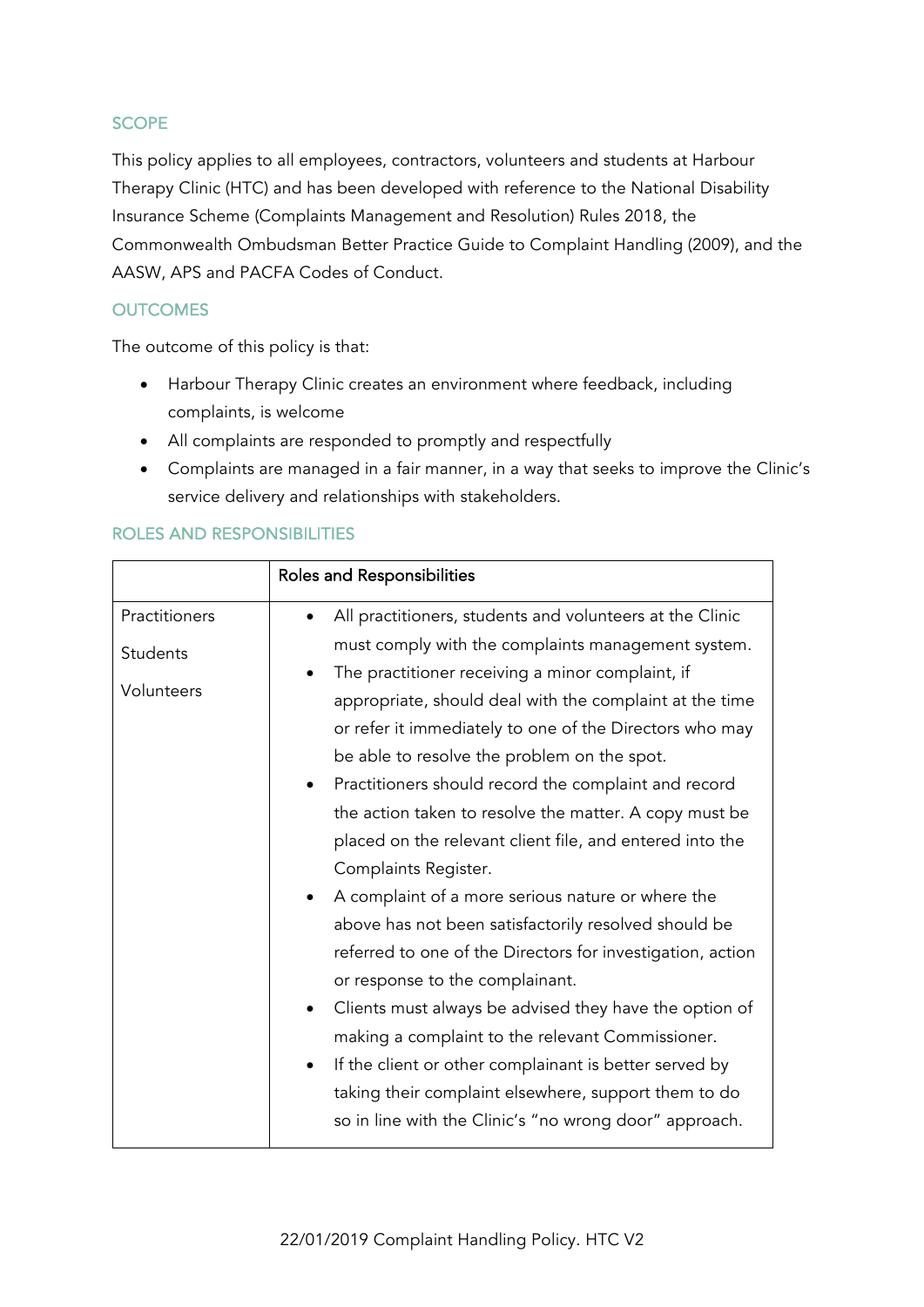## SCOPE

This policy applies to all employees, contractors, volunteers and students at Harbour Therapy Clinic (HTC) and has been developed with reference to the National Disability Insurance Scheme (Complaints Management and Resolution) Rules 2018, the Commonwealth Ombudsman Better Practice Guide to Complaint Handling (2009), and the AASW, APS and PACFA Codes of Conduct.

## OUTCOMES

The outcome of this policy is that:

- Harbour Therapy Clinic creates an environment where feedback, including complaints, is welcome
- All complaints are responded to promptly and respectfully
- Complaints are managed in a fair manner, in a way that seeks to improve the Clinic's service delivery and relationships with stakeholders.

## ROLES AND RESPONSIBILITIES

| | Roles and Responsibilities |
|---|---|
| Practitioners<br><br>Students<br><br>Volunteers | • All practitioners, students and volunteers at the Clinic must comply with the complaints management system.<br>• The practitioner receiving a minor complaint, if appropriate, should deal with the complaint at the time or refer it immediately to one of the Directors who may be able to resolve the problem on the spot.<br>• Practitioners should record the complaint and record the action taken to resolve the matter. A copy must be placed on the relevant client file, and entered into the Complaints Register.<br>• A complaint of a more serious nature or where the above has not been satisfactorily resolved should be referred to one of the Directors for investigation, action or response to the complainant.<br>• Clients must always be advised they have the option of making a complaint to the relevant Commissioner.<br>• If the client or other complainant is better served by taking their complaint elsewhere, support them to do so in line with the Clinic's "no wrong door" approach. |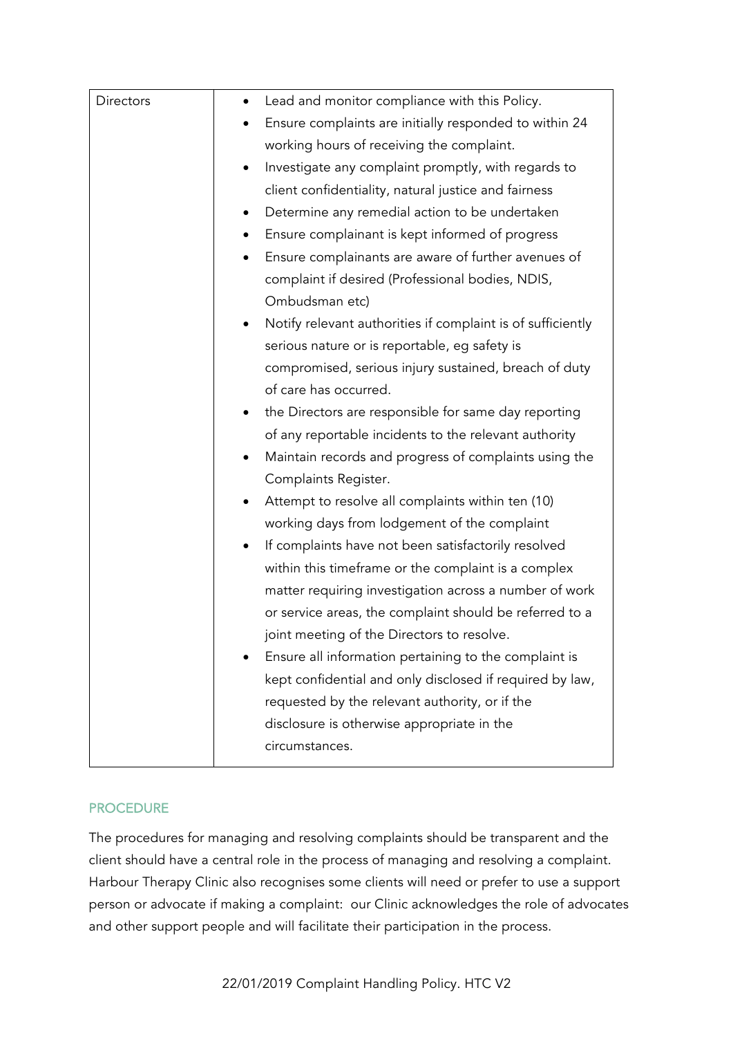| | |
|---|---|
| Directors | • Lead and monitor compliance with this Policy.<br>• Ensure complaints are initially responded to within 24 working hours of receiving the complaint.<br>• Investigate any complaint promptly, with regards to client confidentiality, natural justice and fairness<br>• Determine any remedial action to be undertaken<br>• Ensure complainant is kept informed of progress<br>• Ensure complainants are aware of further avenues of complaint if desired (Professional bodies, NDIS, Ombudsman etc)<br>• Notify relevant authorities if complaint is of sufficiently serious nature or is reportable, eg safety is compromised, serious injury sustained, breach of duty of care has occurred.<br>• the Directors are responsible for same day reporting of any reportable incidents to the relevant authority<br>• Maintain records and progress of complaints using the Complaints Register.<br>• Attempt to resolve all complaints within ten (10) working days from lodgement of the complaint<br>• If complaints have not been satisfactorily resolved within this timeframe or the complaint is a complex matter requiring investigation across a number of work or service areas, the complaint should be referred to a joint meeting of the Directors to resolve.<br>• Ensure all information pertaining to the complaint is kept confidential and only disclosed if required by law, requested by the relevant authority, or if the disclosure is otherwise appropriate in the circumstances. |

## PROCEDURE

The procedures for managing and resolving complaints should be transparent and the client should have a central role in the process of managing and resolving a complaint. Harbour Therapy Clinic also recognises some clients will need or prefer to use a support person or advocate if making a complaint: our Clinic acknowledges the role of advocates and other support people and will facilitate their participation in the process.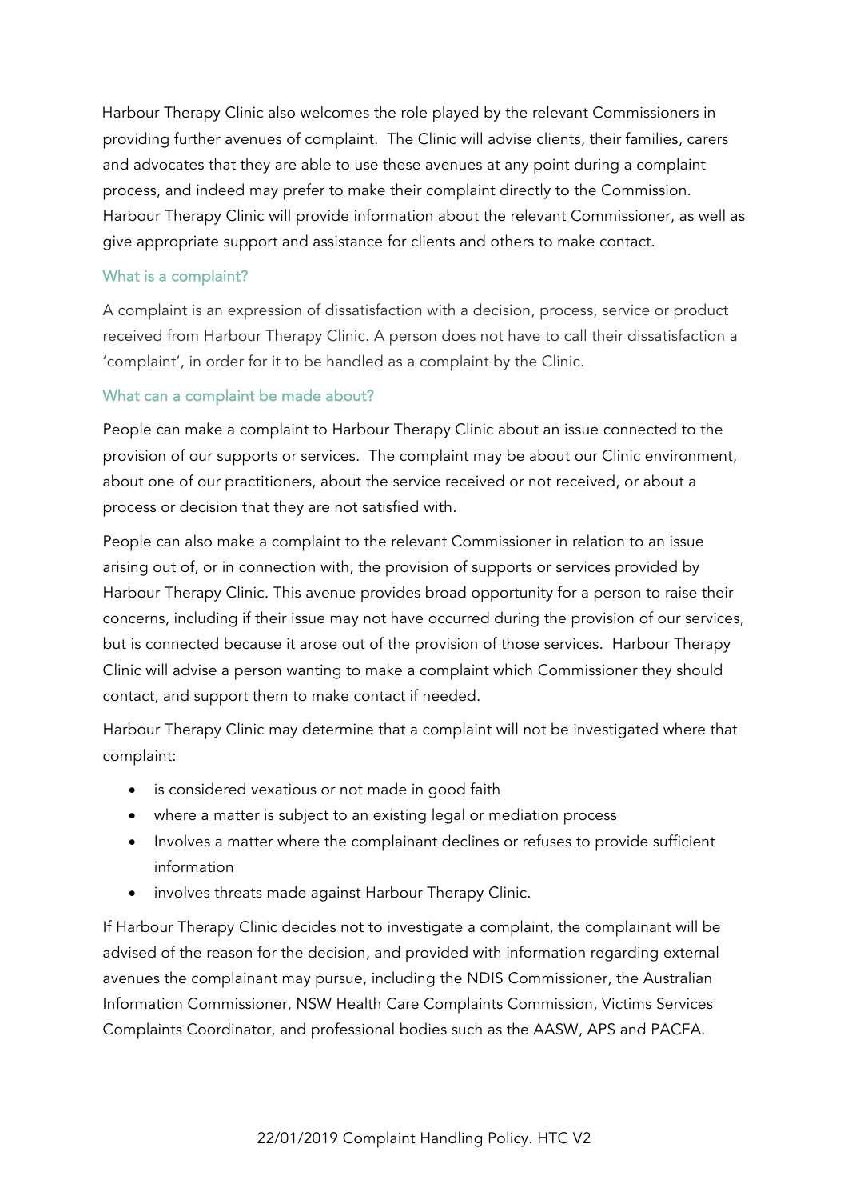Harbour Therapy Clinic also welcomes the role played by the relevant Commissioners in providing further avenues of complaint. The Clinic will advise clients, their families, carers and advocates that they are able to use these avenues at any point during a complaint process, and indeed may prefer to make their complaint directly to the Commission. Harbour Therapy Clinic will provide information about the relevant Commissioner, as well as give appropriate support and assistance for clients and others to make contact.

### What is a complaint?

A complaint is an expression of dissatisfaction with a decision, process, service or product received from Harbour Therapy Clinic. A person does not have to call their dissatisfaction a 'complaint', in order for it to be handled as a complaint by the Clinic.

### What can a complaint be made about?

People can make a complaint to Harbour Therapy Clinic about an issue connected to the provision of our supports or services. The complaint may be about our Clinic environment, about one of our practitioners, about the service received or not received, or about a process or decision that they are not satisfied with.

People can also make a complaint to the relevant Commissioner in relation to an issue arising out of, or in connection with, the provision of supports or services provided by Harbour Therapy Clinic. This avenue provides broad opportunity for a person to raise their concerns, including if their issue may not have occurred during the provision of our services, but is connected because it arose out of the provision of those services. Harbour Therapy Clinic will advise a person wanting to make a complaint which Commissioner they should contact, and support them to make contact if needed.

Harbour Therapy Clinic may determine that a complaint will not be investigated where that complaint:

- is considered vexatious or not made in good faith
- where a matter is subject to an existing legal or mediation process
- Involves a matter where the complainant declines or refuses to provide sufficient information
- involves threats made against Harbour Therapy Clinic.

If Harbour Therapy Clinic decides not to investigate a complaint, the complainant will be advised of the reason for the decision, and provided with information regarding external avenues the complainant may pursue, including the NDIS Commissioner, the Australian Information Commissioner, NSW Health Care Complaints Commission, Victims Services Complaints Coordinator, and professional bodies such as the AASW, APS and PACFA.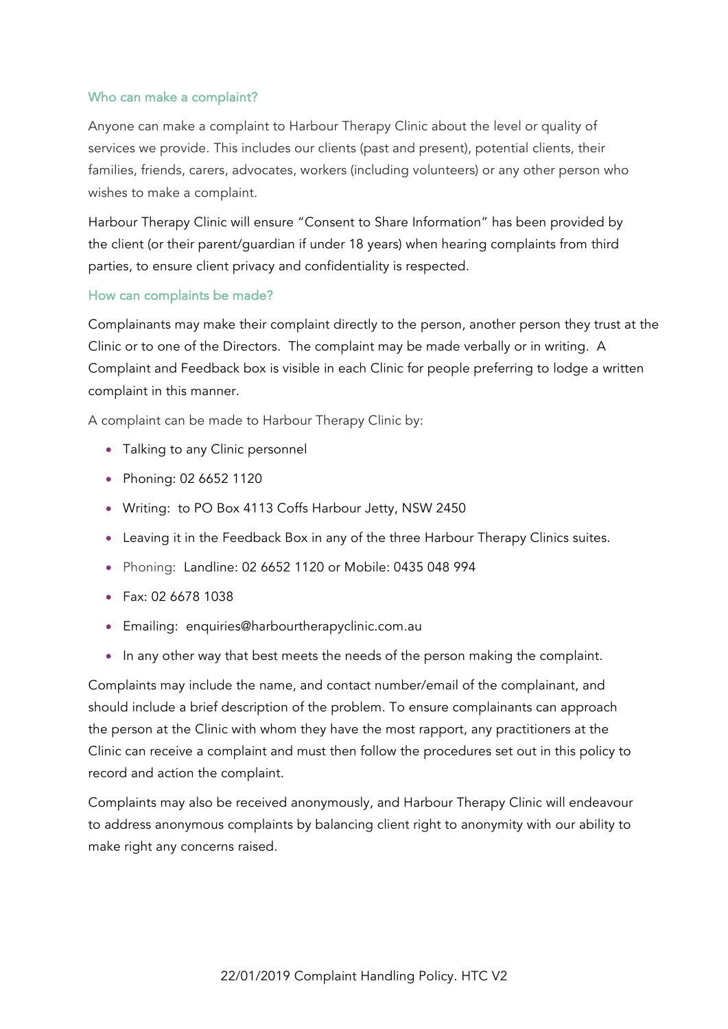### Who can make a complaint?

Anyone can make a complaint to Harbour Therapy Clinic about the level or quality of services we provide. This includes our clients (past and present), potential clients, their families, friends, carers, advocates, workers (including volunteers) or any other person who wishes to make a complaint.

Harbour Therapy Clinic will ensure "Consent to Share Information" has been provided by the client (or their parent/guardian if under 18 years) when hearing complaints from third parties, to ensure client privacy and confidentiality is respected.

### How can complaints be made?

Complainants may make their complaint directly to the person, another person they trust at the Clinic or to one of the Directors. The complaint may be made verbally or in writing. A Complaint and Feedback box is visible in each Clinic for people preferring to lodge a written complaint in this manner.

A complaint can be made to Harbour Therapy Clinic by:

- Talking to any Clinic personnel
- Phoning: 02 6652 1120
- Writing: to PO Box 4113 Coffs Harbour Jetty, NSW 2450
- Leaving it in the Feedback Box in any of the three Harbour Therapy Clinics suites.
- Phoning: Landline: 02 6652 1120 or Mobile: 0435 048 994
- Fax: 02 6678 1038
- Emailing: enquiries@harbourtherapyclinic.com.au
- In any other way that best meets the needs of the person making the complaint.

Complaints may include the name, and contact number/email of the complainant, and should include a brief description of the problem. To ensure complainants can approach the person at the Clinic with whom they have the most rapport, any practitioners at the Clinic can receive a complaint and must then follow the procedures set out in this policy to record and action the complaint.

Complaints may also be received anonymously, and Harbour Therapy Clinic will endeavour to address anonymous complaints by balancing client right to anonymity with our ability to make right any concerns raised.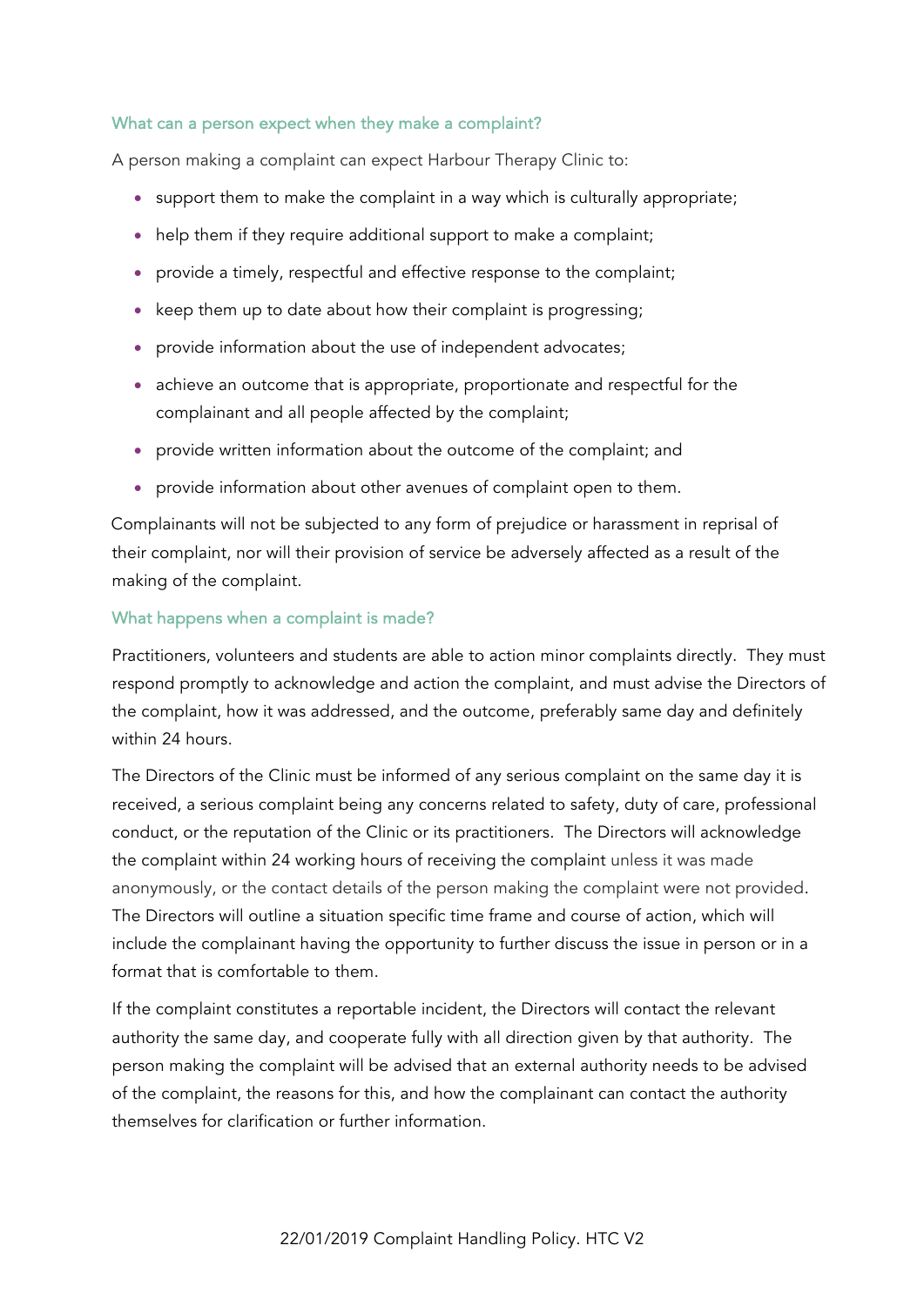### What can a person expect when they make a complaint?

A person making a complaint can expect Harbour Therapy Clinic to:

- support them to make the complaint in a way which is culturally appropriate;
- help them if they require additional support to make a complaint;
- provide a timely, respectful and effective response to the complaint;
- keep them up to date about how their complaint is progressing;
- provide information about the use of independent advocates;
- achieve an outcome that is appropriate, proportionate and respectful for the complainant and all people affected by the complaint;
- provide written information about the outcome of the complaint; and
- provide information about other avenues of complaint open to them.

Complainants will not be subjected to any form of prejudice or harassment in reprisal of their complaint, nor will their provision of service be adversely affected as a result of the making of the complaint.

### What happens when a complaint is made?

Practitioners, volunteers and students are able to action minor complaints directly. They must respond promptly to acknowledge and action the complaint, and must advise the Directors of the complaint, how it was addressed, and the outcome, preferably same day and definitely within 24 hours.

The Directors of the Clinic must be informed of any serious complaint on the same day it is received, a serious complaint being any concerns related to safety, duty of care, professional conduct, or the reputation of the Clinic or its practitioners. The Directors will acknowledge the complaint within 24 working hours of receiving the complaint unless it was made anonymously, or the contact details of the person making the complaint were not provided. The Directors will outline a situation specific time frame and course of action, which will include the complainant having the opportunity to further discuss the issue in person or in a format that is comfortable to them.

If the complaint constitutes a reportable incident, the Directors will contact the relevant authority the same day, and cooperate fully with all direction given by that authority. The person making the complaint will be advised that an external authority needs to be advised of the complaint, the reasons for this, and how the complainant can contact the authority themselves for clarification or further information.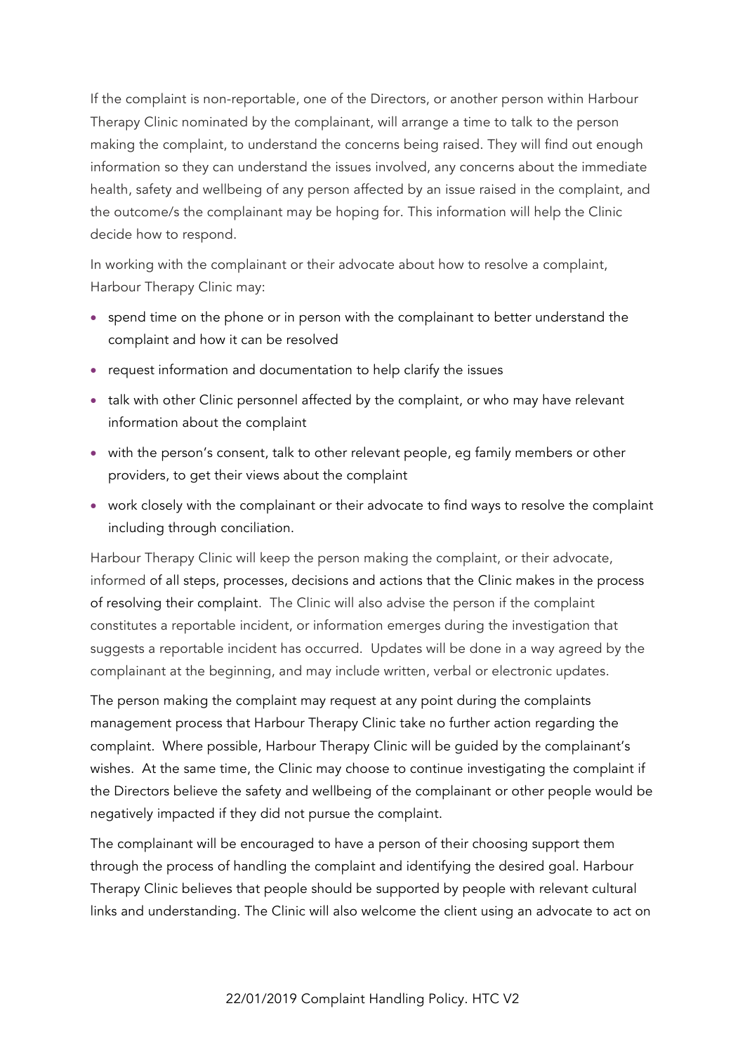If the complaint is non-reportable, one of the Directors, or another person within Harbour Therapy Clinic nominated by the complainant, will arrange a time to talk to the person making the complaint, to understand the concerns being raised. They will find out enough information so they can understand the issues involved, any concerns about the immediate health, safety and wellbeing of any person affected by an issue raised in the complaint, and the outcome/s the complainant may be hoping for. This information will help the Clinic decide how to respond.

In working with the complainant or their advocate about how to resolve a complaint, Harbour Therapy Clinic may:

- spend time on the phone or in person with the complainant to better understand the complaint and how it can be resolved
- request information and documentation to help clarify the issues
- talk with other Clinic personnel affected by the complaint, or who may have relevant information about the complaint
- with the person's consent, talk to other relevant people, eg family members or other providers, to get their views about the complaint
- work closely with the complainant or their advocate to find ways to resolve the complaint including through conciliation.

Harbour Therapy Clinic will keep the person making the complaint, or their advocate, informed of all steps, processes, decisions and actions that the Clinic makes in the process of resolving their complaint. The Clinic will also advise the person if the complaint constitutes a reportable incident, or information emerges during the investigation that suggests a reportable incident has occurred. Updates will be done in a way agreed by the complainant at the beginning, and may include written, verbal or electronic updates.

The person making the complaint may request at any point during the complaints management process that Harbour Therapy Clinic take no further action regarding the complaint. Where possible, Harbour Therapy Clinic will be guided by the complainant's wishes. At the same time, the Clinic may choose to continue investigating the complaint if the Directors believe the safety and wellbeing of the complainant or other people would be negatively impacted if they did not pursue the complaint.

The complainant will be encouraged to have a person of their choosing support them through the process of handling the complaint and identifying the desired goal. Harbour Therapy Clinic believes that people should be supported by people with relevant cultural links and understanding. The Clinic will also welcome the client using an advocate to act on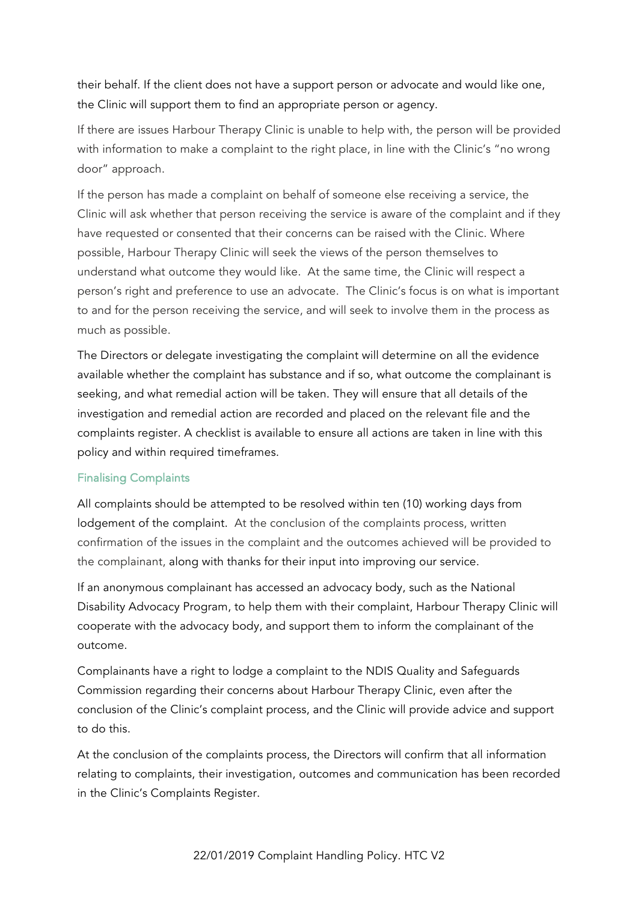their behalf. If the client does not have a support person or advocate and would like one, the Clinic will support them to find an appropriate person or agency.

If there are issues Harbour Therapy Clinic is unable to help with, the person will be provided with information to make a complaint to the right place, in line with the Clinic's "no wrong door" approach.

If the person has made a complaint on behalf of someone else receiving a service, the Clinic will ask whether that person receiving the service is aware of the complaint and if they have requested or consented that their concerns can be raised with the Clinic. Where possible, Harbour Therapy Clinic will seek the views of the person themselves to understand what outcome they would like. At the same time, the Clinic will respect a person's right and preference to use an advocate. The Clinic's focus is on what is important to and for the person receiving the service, and will seek to involve them in the process as much as possible.

The Directors or delegate investigating the complaint will determine on all the evidence available whether the complaint has substance and if so, what outcome the complainant is seeking, and what remedial action will be taken. They will ensure that all details of the investigation and remedial action are recorded and placed on the relevant file and the complaints register. A checklist is available to ensure all actions are taken in line with this policy and within required timeframes.

### Finalising Complaints

All complaints should be attempted to be resolved within ten (10) working days from lodgement of the complaint. At the conclusion of the complaints process, written confirmation of the issues in the complaint and the outcomes achieved will be provided to the complainant, along with thanks for their input into improving our service.

If an anonymous complainant has accessed an advocacy body, such as the National Disability Advocacy Program, to help them with their complaint, Harbour Therapy Clinic will cooperate with the advocacy body, and support them to inform the complainant of the outcome.

Complainants have a right to lodge a complaint to the NDIS Quality and Safeguards Commission regarding their concerns about Harbour Therapy Clinic, even after the conclusion of the Clinic's complaint process, and the Clinic will provide advice and support to do this.

At the conclusion of the complaints process, the Directors will confirm that all information relating to complaints, their investigation, outcomes and communication has been recorded in the Clinic's Complaints Register.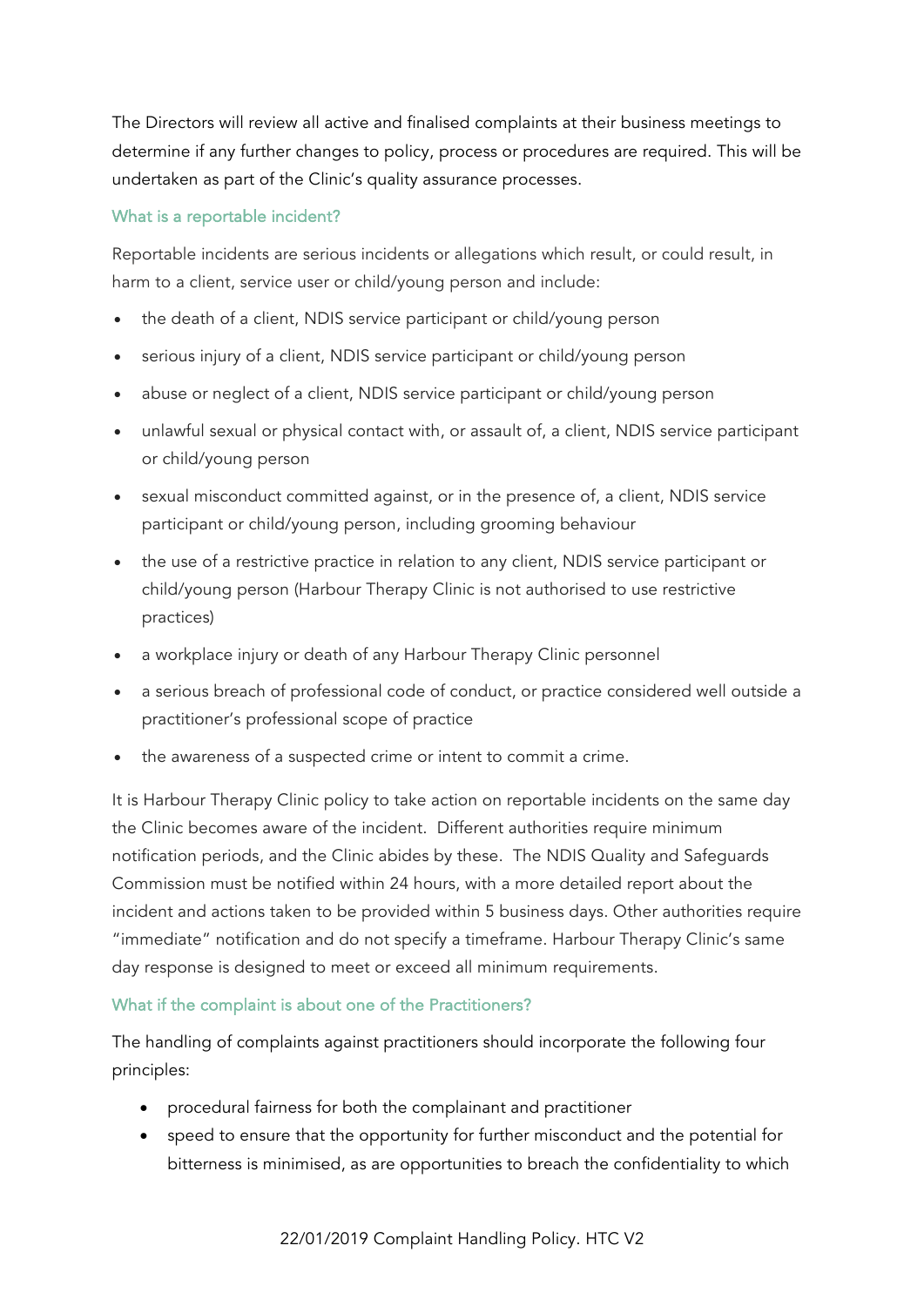The Directors will review all active and finalised complaints at their business meetings to determine if any further changes to policy, process or procedures are required. This will be undertaken as part of the Clinic's quality assurance processes.

### What is a reportable incident?

Reportable incidents are serious incidents or allegations which result, or could result, in harm to a client, service user or child/young person and include:

- the death of a client, NDIS service participant or child/young person
- serious injury of a client, NDIS service participant or child/young person
- abuse or neglect of a client, NDIS service participant or child/young person
- unlawful sexual or physical contact with, or assault of, a client, NDIS service participant or child/young person
- sexual misconduct committed against, or in the presence of, a client, NDIS service participant or child/young person, including grooming behaviour
- the use of a restrictive practice in relation to any client, NDIS service participant or child/young person (Harbour Therapy Clinic is not authorised to use restrictive practices)
- a workplace injury or death of any Harbour Therapy Clinic personnel
- a serious breach of professional code of conduct, or practice considered well outside a practitioner's professional scope of practice
- the awareness of a suspected crime or intent to commit a crime.

It is Harbour Therapy Clinic policy to take action on reportable incidents on the same day the Clinic becomes aware of the incident. Different authorities require minimum notification periods, and the Clinic abides by these. The NDIS Quality and Safeguards Commission must be notified within 24 hours, with a more detailed report about the incident and actions taken to be provided within 5 business days. Other authorities require "immediate" notification and do not specify a timeframe. Harbour Therapy Clinic's same day response is designed to meet or exceed all minimum requirements.

### What if the complaint is about one of the Practitioners?

The handling of complaints against practitioners should incorporate the following four principles:

- procedural fairness for both the complainant and practitioner
- speed to ensure that the opportunity for further misconduct and the potential for bitterness is minimised, as are opportunities to breach the confidentiality to which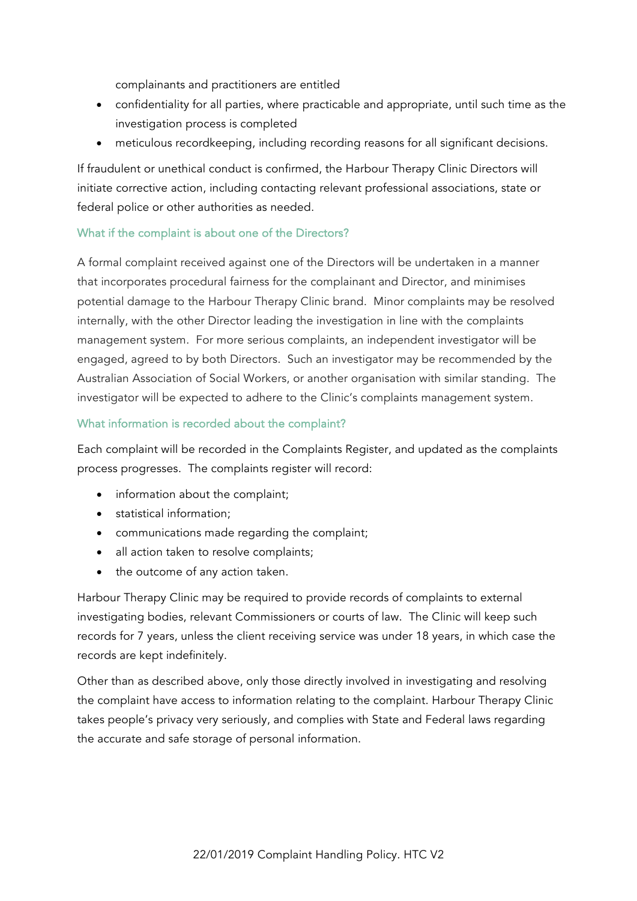complainants and practitioners are entitled
- confidentiality for all parties, where practicable and appropriate, until such time as the investigation process is completed
- meticulous recordkeeping, including recording reasons for all significant decisions.

If fraudulent or unethical conduct is confirmed, the Harbour Therapy Clinic Directors will initiate corrective action, including contacting relevant professional associations, state or federal police or other authorities as needed.

### What if the complaint is about one of the Directors?

A formal complaint received against one of the Directors will be undertaken in a manner that incorporates procedural fairness for the complainant and Director, and minimises potential damage to the Harbour Therapy Clinic brand. Minor complaints may be resolved internally, with the other Director leading the investigation in line with the complaints management system. For more serious complaints, an independent investigator will be engaged, agreed to by both Directors. Such an investigator may be recommended by the Australian Association of Social Workers, or another organisation with similar standing. The investigator will be expected to adhere to the Clinic's complaints management system.

### What information is recorded about the complaint?

Each complaint will be recorded in the Complaints Register, and updated as the complaints process progresses. The complaints register will record:

- information about the complaint;
- statistical information;
- communications made regarding the complaint;
- all action taken to resolve complaints;
- the outcome of any action taken.

Harbour Therapy Clinic may be required to provide records of complaints to external investigating bodies, relevant Commissioners or courts of law. The Clinic will keep such records for 7 years, unless the client receiving service was under 18 years, in which case the records are kept indefinitely.

Other than as described above, only those directly involved in investigating and resolving the complaint have access to information relating to the complaint. Harbour Therapy Clinic takes people's privacy very seriously, and complies with State and Federal laws regarding the accurate and safe storage of personal information.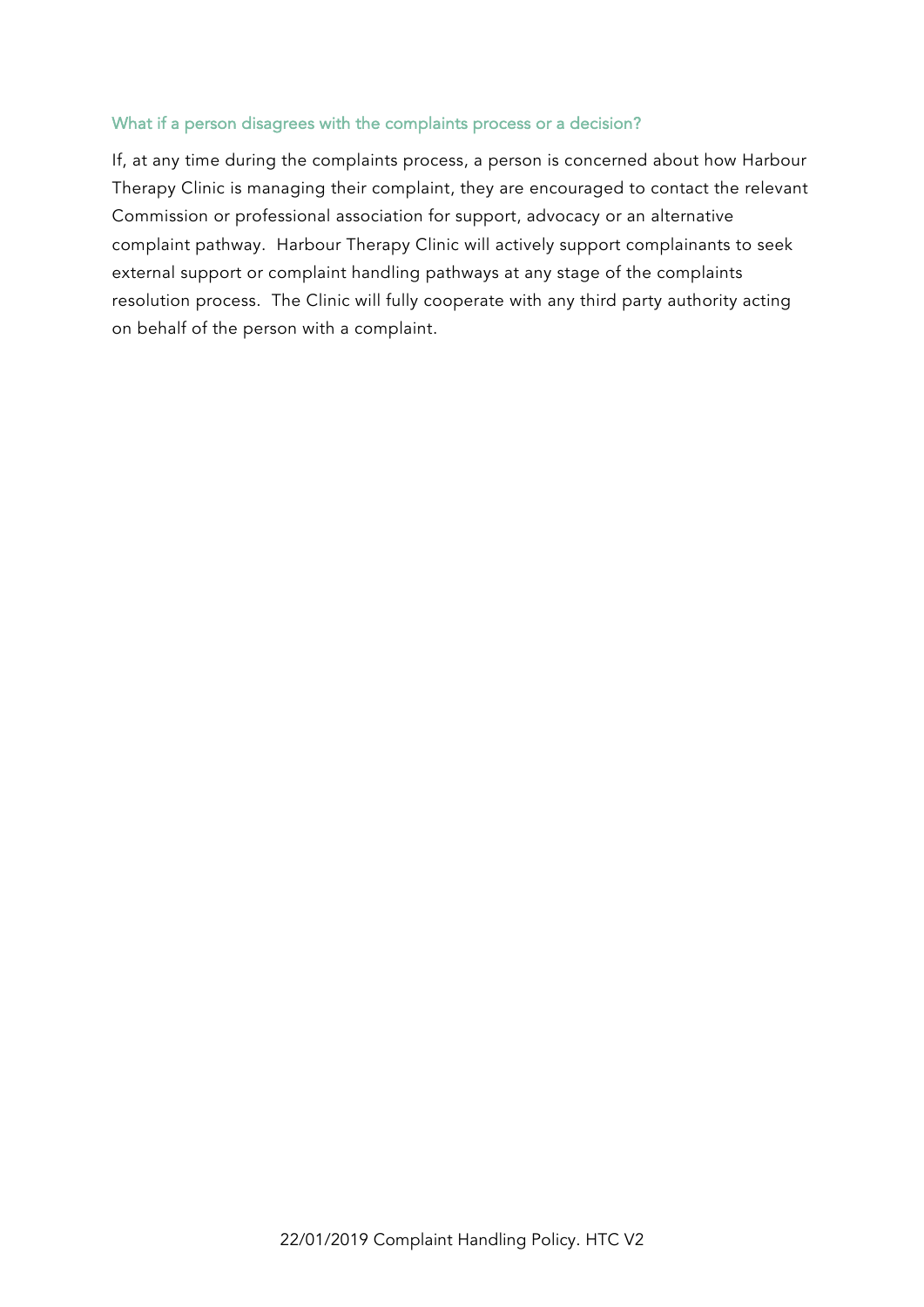### What if a person disagrees with the complaints process or a decision?

If, at any time during the complaints process, a person is concerned about how Harbour Therapy Clinic is managing their complaint, they are encouraged to contact the relevant Commission or professional association for support, advocacy or an alternative complaint pathway. Harbour Therapy Clinic will actively support complainants to seek external support or complaint handling pathways at any stage of the complaints resolution process. The Clinic will fully cooperate with any third party authority acting on behalf of the person with a complaint.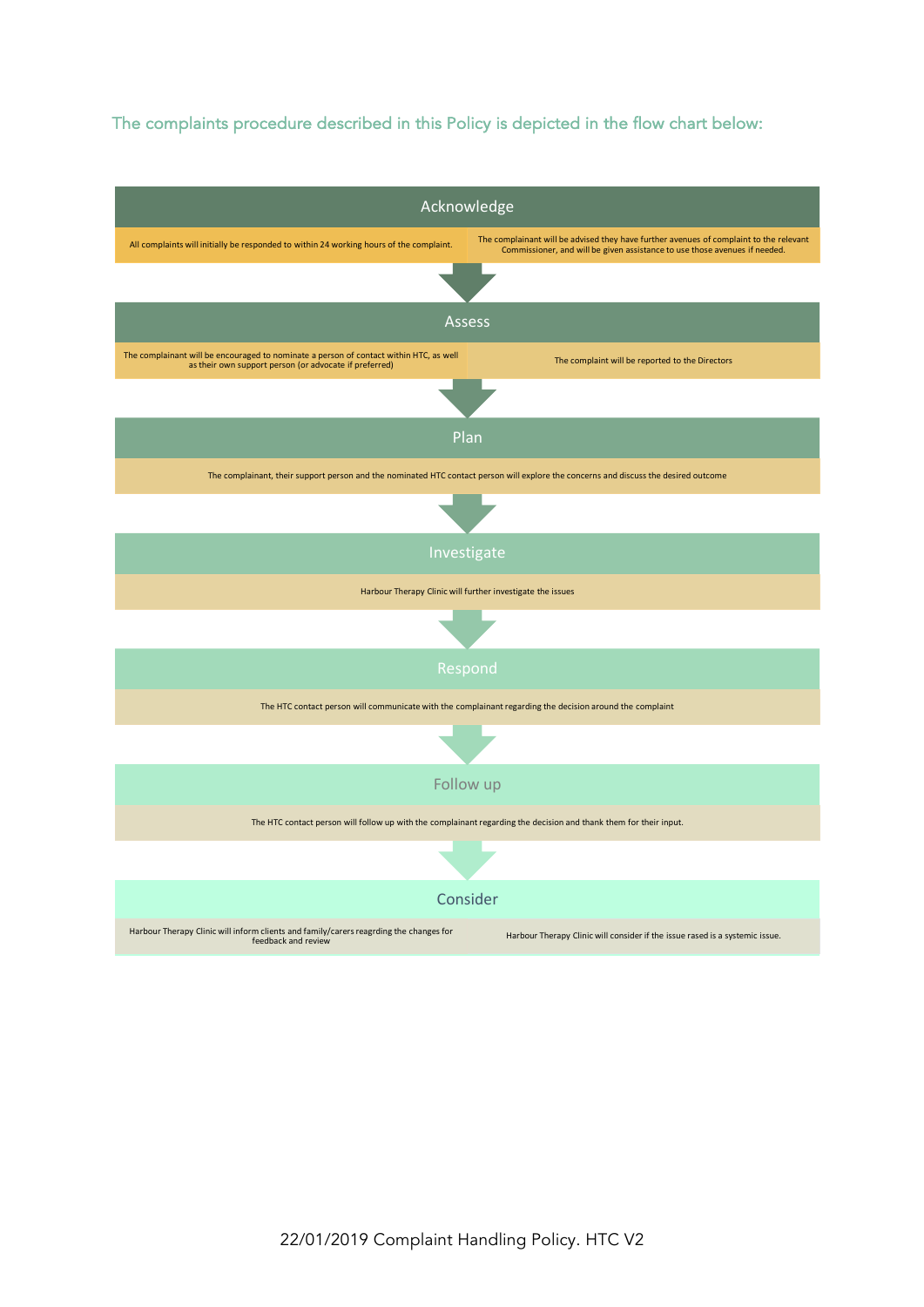The complaints procedure described in this Policy is depicted in the flow chart below:

### Acknowledge

| All complaints will initially be responded to within 24 working hours of the complaint. | The complainant will be advised they have further avenues of complaint to the relevant Commissioner, and will be given assistance to use those avenues if needed. |
|---|---|

### Assess

| The complainant will be encouraged to nominate a person of contact within HTC, as well as their own support person (or advocate if preferred) | The complaint will be reported to the Directors |
|---|---|

### Plan

The complainant, their support person and the nominated HTC contact person will explore the concerns and discuss the desired outcome

### Investigate

Harbour Therapy Clinic will further investigate the issues

### Respond

The HTC contact person will communicate with the complainant regarding the decision around the complaint

### Follow up

The HTC contact person will follow up with the complainant regarding the decision and thank them for their input.

### Consider

| Harbour Therapy Clinic will inform clients and family/carers reagrding the changes for feedback and review | Harbour Therapy Clinic will consider if the issue rased is a systemic issue. |
|---|---|

22/01/2019 Complaint Handling Policy. HTC V2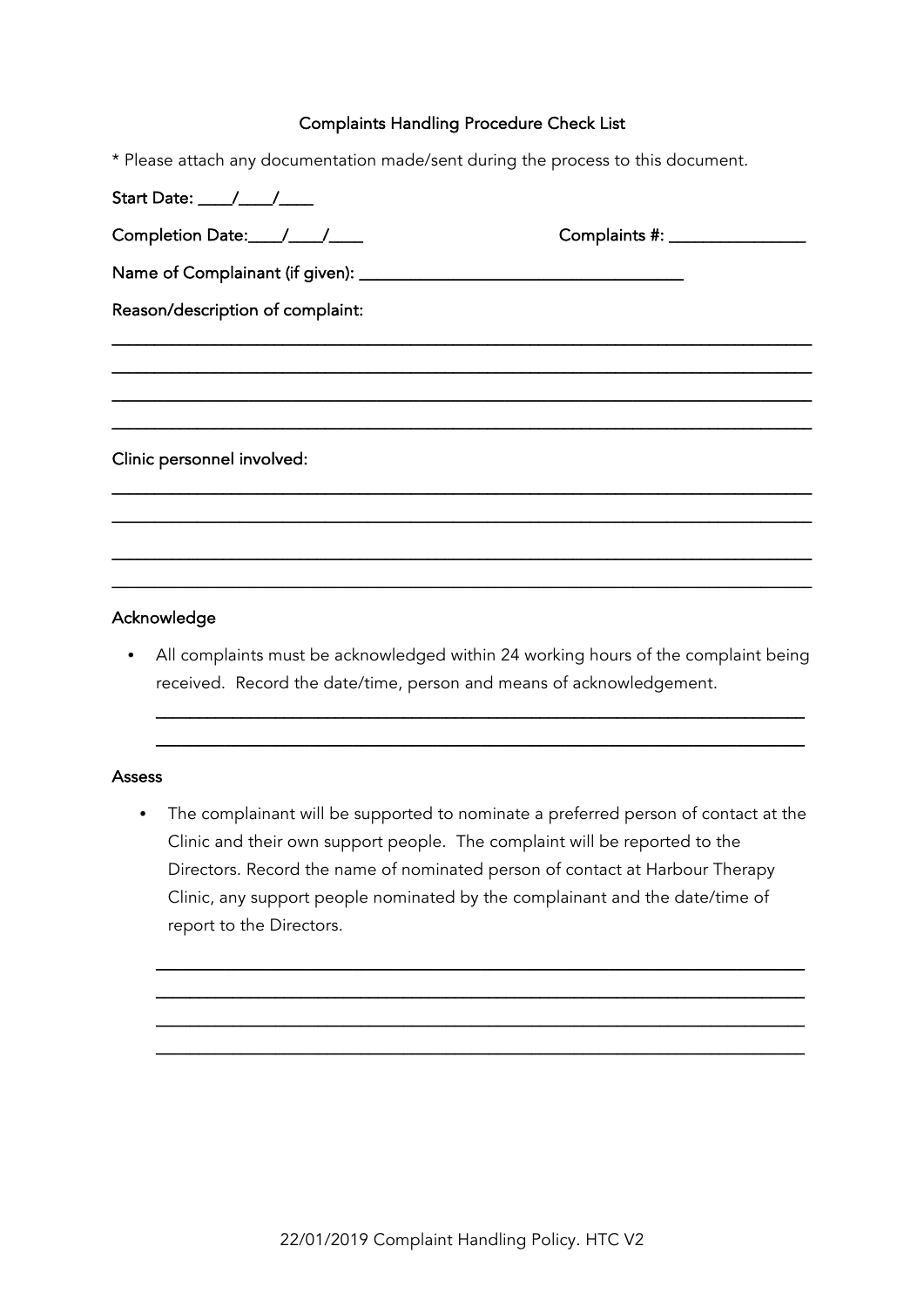## Complaints Handling Procedure Check List

* Please attach any documentation made/sent during the process to this document.

Start Date: ____/____/____

Completion Date:____/____/____ Complaints #: _______________

Name of Complainant (if given): ___________________________________

Reason/description of complaint:

_____________________________________________________________________________

_____________________________________________________________________________

_____________________________________________________________________________

_____________________________________________________________________________

Clinic personnel involved:

_____________________________________________________________________________

_____________________________________________________________________________

_____________________________________________________________________________

_____________________________________________________________________________

### Acknowledge

- All complaints must be acknowledged within 24 working hours of the complaint being received. Record the date/time, person and means of acknowledgement.

  _________________________________________________________________________

  _________________________________________________________________________

### Assess

- The complainant will be supported to nominate a preferred person of contact at the Clinic and their own support people. The complaint will be reported to the Directors. Record the name of nominated person of contact at Harbour Therapy Clinic, any support people nominated by the complainant and the date/time of report to the Directors.

  _________________________________________________________________________

  _________________________________________________________________________

  _________________________________________________________________________

  _________________________________________________________________________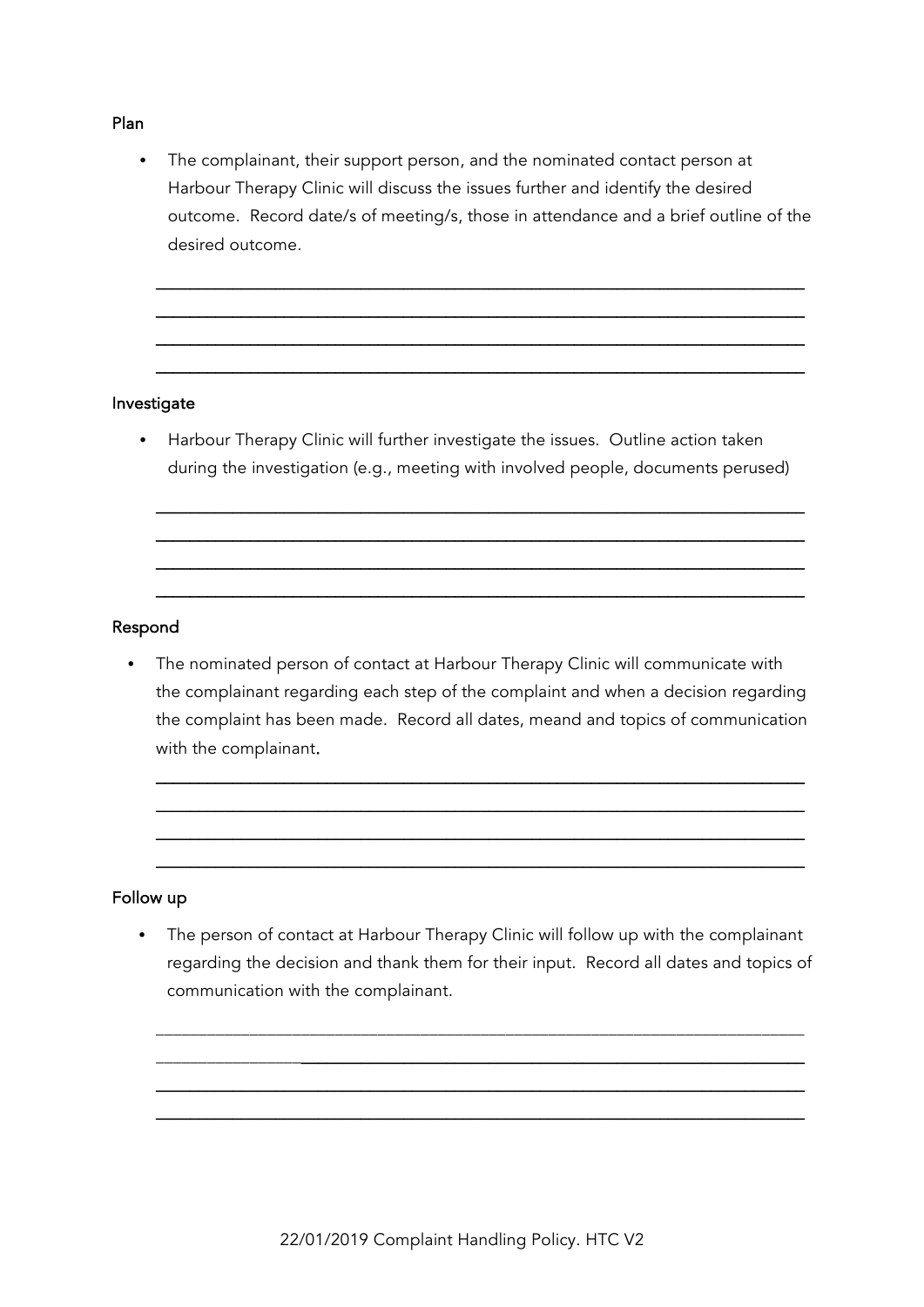### Plan

- The complainant, their support person, and the nominated contact person at Harbour Therapy Clinic will discuss the issues further and identify the desired outcome. Record date/s of meeting/s, those in attendance and a brief outline of the desired outcome.

___________________________________________________________________________
___________________________________________________________________________
___________________________________________________________________________
___________________________________________________________________________

### Investigate

- Harbour Therapy Clinic will further investigate the issues. Outline action taken during the investigation (e.g., meeting with involved people, documents perused)

___________________________________________________________________________
___________________________________________________________________________
___________________________________________________________________________
___________________________________________________________________________

### Respond

- The nominated person of contact at Harbour Therapy Clinic will communicate with the complainant regarding each step of the complaint and when a decision regarding the complaint has been made. Record all dates, meand and topics of communication with the complainant.

___________________________________________________________________________
___________________________________________________________________________
___________________________________________________________________________
___________________________________________________________________________

### Follow up

- The person of contact at Harbour Therapy Clinic will follow up with the complainant regarding the decision and thank them for their input. Record all dates and topics of communication with the complainant.

___________________________________________________________________________
___________________________________________________________________________
___________________________________________________________________________
___________________________________________________________________________

22/01/2019 Complaint Handling Policy. HTC V2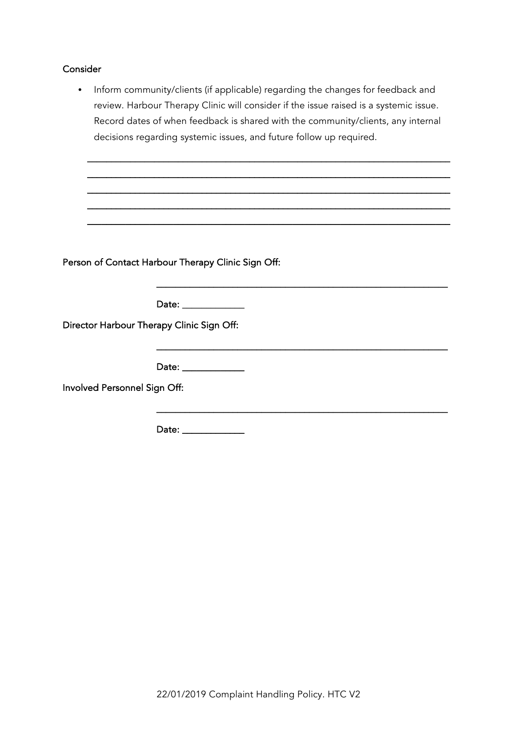Consider

- Inform community/clients (if applicable) regarding the changes for feedback and review. Harbour Therapy Clinic will consider if the issue raised is a systemic issue. Record dates of when feedback is shared with the community/clients, any internal decisions regarding systemic issues, and future follow up required.

  ______________________________________________________________________
  ______________________________________________________________________
  ______________________________________________________________________
  ______________________________________________________________________
  ______________________________________________________________________

Person of Contact Harbour Therapy Clinic Sign Off:

______________________________________________________

Date: ____________

Director Harbour Therapy Clinic Sign Off:

______________________________________________________

Date: ____________

Involved Personnel Sign Off:

______________________________________________________

Date: ____________